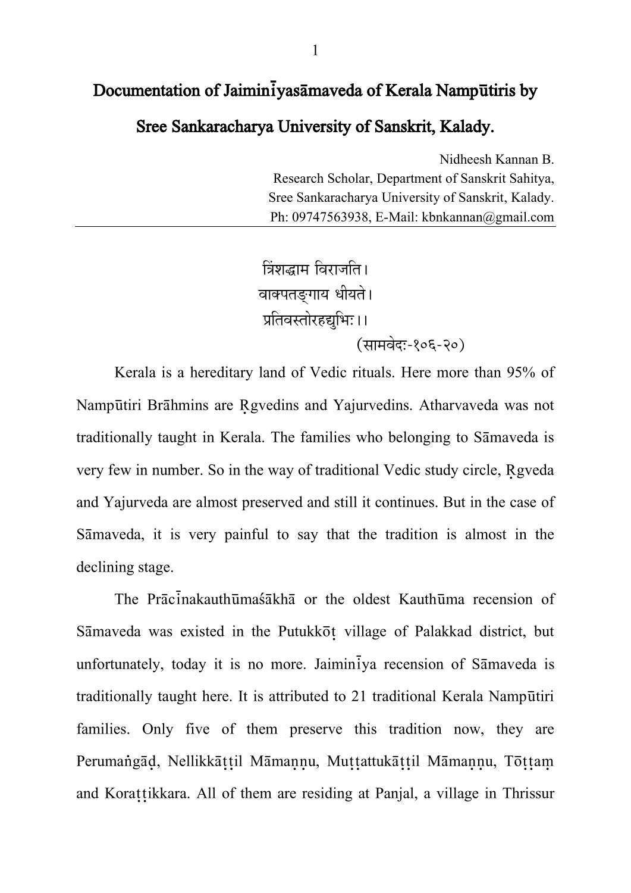# Documentation of Jaiminīyasāmaveda of Kerala Nampūtiris by Sree Sankaracharya University of Sanskrit, Kalady.

Nidheesh Kannan B.
Research Scholar, Department of Sanskrit Sahitya,
Sree Sankaracharya University of Sanskrit, Kalady.
Ph: 09747563938, E-Mail: kbnkannan@gmail.com

---

त्रिंशद्धाम विराजति।
वाक्पतङ्गाय धीयते।
प्रतिवस्तोरहद्युभिः।।
(सामवेदः-१०६-२०)

Kerala is a hereditary land of Vedic rituals. Here more than 95% of Nampūtiri Brāhmins are Ṛgvedins and Yajurvedins. Atharvaveda was not traditionally taught in Kerala. The families who belonging to Sāmaveda is very few in number. So in the way of traditional Vedic study circle, Ṛgveda and Yajurveda are almost preserved and still it continues. But in the case of Sāmaveda, it is very painful to say that the tradition is almost in the declining stage.

The Prācīnakauthūmaśākhā or the oldest Kauthūma recension of Sāmaveda was existed in the Putukkōṭ village of Palakkad district, but unfortunately, today it is no more. Jaiminīya recension of Sāmaveda is traditionally taught here. It is attributed to 21 traditional Kerala Nampūtiri families. Only five of them preserve this tradition now, they are Perumaṅgāḍ, Nellikkāṭṭil Māmaṇṇu, Muṭṭattukāṭṭil Māmaṇṇu, Tōṭṭaṃ and Koraṭṭikkara. All of them are residing at Panjal, a village in Thrissur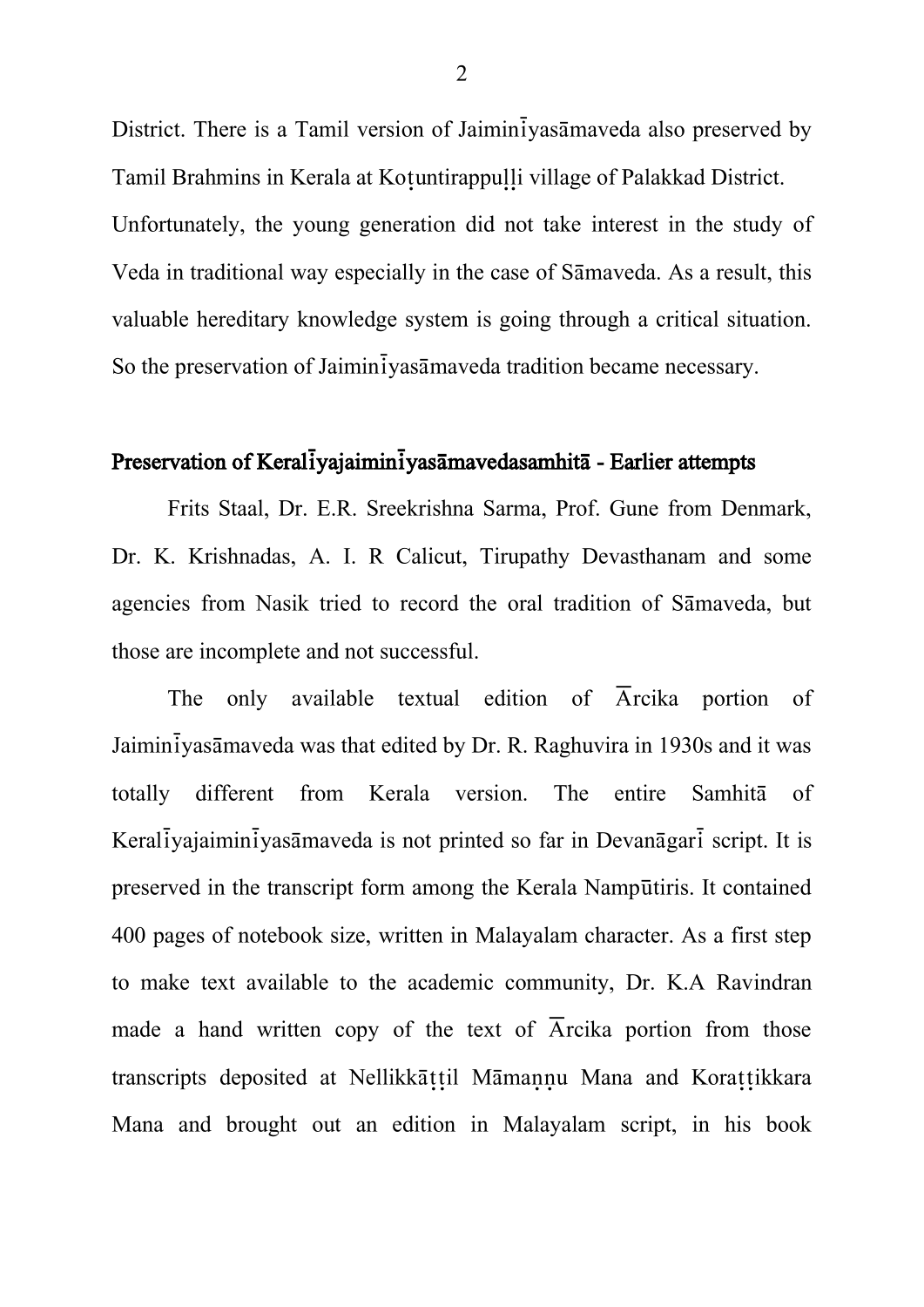District. There is a Tamil version of Jaiminīyasāmaveda also preserved by Tamil Brahmins in Kerala at Koṭuntirappuḷḷi village of Palakkad District. Unfortunately, the young generation did not take interest in the study of Veda in traditional way especially in the case of Sāmaveda. As a result, this valuable hereditary knowledge system is going through a critical situation. So the preservation of Jaiminīyasāmaveda tradition became necessary.

## Preservation of Keralīyajaiminīyasāmavedasamhitā - Earlier attempts

Frits Staal, Dr. E.R. Sreekrishna Sarma, Prof. Gune from Denmark, Dr. K. Krishnadas, A. I. R Calicut, Tirupathy Devasthanam and some agencies from Nasik tried to record the oral tradition of Sāmaveda, but those are incomplete and not successful.

The only available textual edition of Ārcika portion of Jaiminīyasāmaveda was that edited by Dr. R. Raghuvira in 1930s and it was totally different from Kerala version. The entire Samhitā of Keralīyajaiminīyasāmaveda is not printed so far in Devanāgarī script. It is preserved in the transcript form among the Kerala Nampūtiris. It contained 400 pages of notebook size, written in Malayalam character. As a first step to make text available to the academic community, Dr. K.A Ravindran made a hand written copy of the text of Ārcika portion from those transcripts deposited at Nellikkāṭṭil Māmaṇṇu Mana and Koraṭṭikkara Mana and brought out an edition in Malayalam script, in his book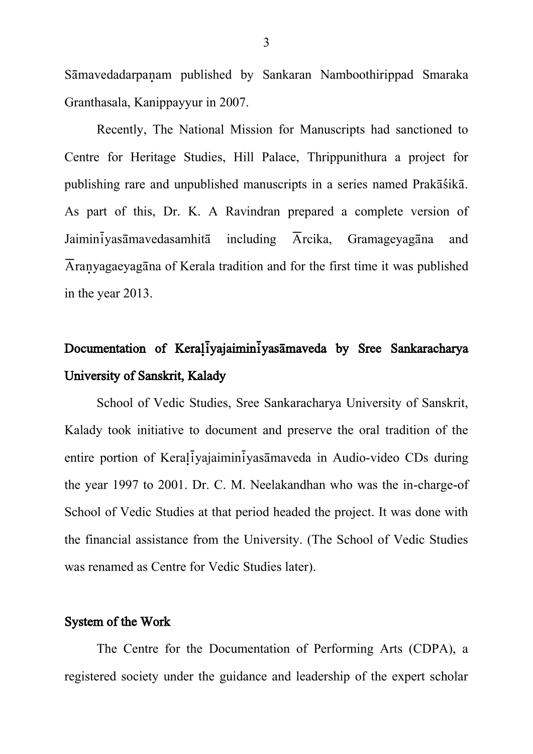Sāmavedadarpaṇam published by Sankaran Namboothirippad Smaraka Granthasala, Kanippayyur in 2007.

Recently, The National Mission for Manuscripts had sanctioned to Centre for Heritage Studies, Hill Palace, Thrippunithura a project for publishing rare and unpublished manuscripts in a series named Prakāśikā. As part of this, Dr. K. A Ravindran prepared a complete version of Jaiminīyasāmavedasamhitā including Ārcika, Gramageyagāna and Āraṇyagaeyagāna of Kerala tradition and for the first time it was published in the year 2013.

## Documentation of Keraḷīyajaiminīyasāmaveda by Sree Sankaracharya University of Sanskrit, Kalady

School of Vedic Studies, Sree Sankaracharya University of Sanskrit, Kalady took initiative to document and preserve the oral tradition of the entire portion of Keraḷīyajaiminīyasāmaveda in Audio-video CDs during the year 1997 to 2001. Dr. C. M. Neelakandhan who was the in-charge-of School of Vedic Studies at that period headed the project. It was done with the financial assistance from the University. (The School of Vedic Studies was renamed as Centre for Vedic Studies later).

## System of the Work

The Centre for the Documentation of Performing Arts (CDPA), a registered society under the guidance and leadership of the expert scholar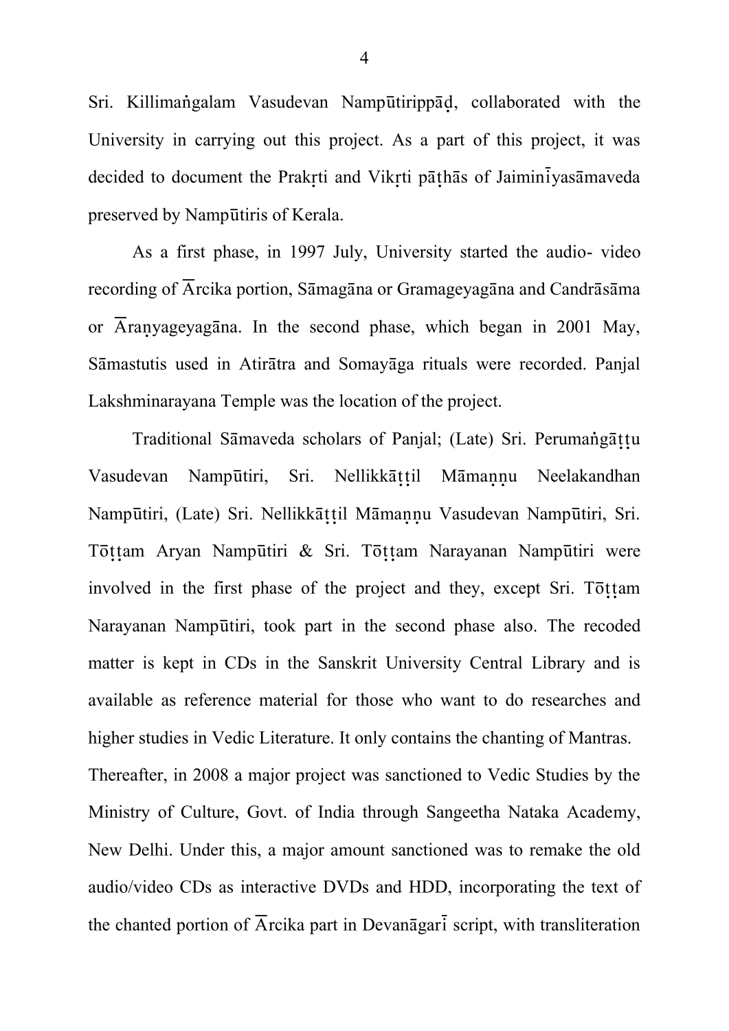Sri. Killimaṅgalam Vasudevan Nampūtirippāḍ, collaborated with the University in carrying out this project. As a part of this project, it was decided to document the Prakṛti and Vikṛti pāṭhās of Jaiminīyasāmaveda preserved by Nampūtiris of Kerala.

As a first phase, in 1997 July, University started the audio- video recording of Ārcika portion, Sāmagāna or Gramageyagāna and Candrāsāma or Āraṇyageyagāna. In the second phase, which began in 2001 May, Sāmastutis used in Atirātra and Somayāga rituals were recorded. Panjal Lakshminarayana Temple was the location of the project.

Traditional Sāmaveda scholars of Panjal; (Late) Sri. Perumaṅgāṭṭu Vasudevan Nampūtiri, Sri. Nellikkāṭṭil Māmaṇṇu Neelakandhan Nampūtiri, (Late) Sri. Nellikkāṭṭil Māmaṇṇu Vasudevan Nampūtiri, Sri. Tōṭṭam Aryan Nampūtiri & Sri. Tōṭṭam Narayanan Nampūtiri were involved in the first phase of the project and they, except Sri. Tōṭṭam Narayanan Nampūtiri, took part in the second phase also. The recoded matter is kept in CDs in the Sanskrit University Central Library and is available as reference material for those who want to do researches and higher studies in Vedic Literature. It only contains the chanting of Mantras.

Thereafter, in 2008 a major project was sanctioned to Vedic Studies by the Ministry of Culture, Govt. of India through Sangeetha Nataka Academy, New Delhi. Under this, a major amount sanctioned was to remake the old audio/video CDs as interactive DVDs and HDD, incorporating the text of the chanted portion of Ārcika part in Devanāgarī script, with transliteration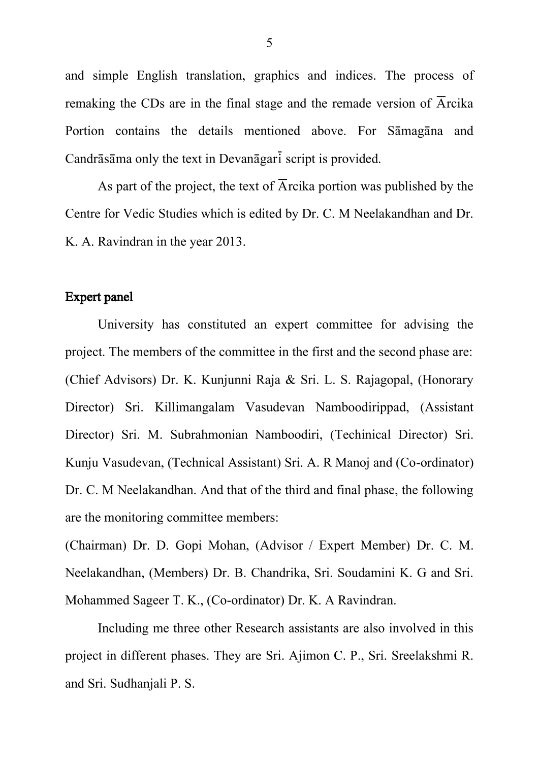and simple English translation, graphics and indices. The process of remaking the CDs are in the final stage and the remade version of Ārcika Portion contains the details mentioned above. For Sāmagāna and Candrāsāma only the text in Devanāgarī script is provided.

As part of the project, the text of Ārcika portion was published by the Centre for Vedic Studies which is edited by Dr. C. M Neelakandhan and Dr. K. A. Ravindran in the year 2013.

## Expert panel

University has constituted an expert committee for advising the project. The members of the committee in the first and the second phase are: (Chief Advisors) Dr. K. Kunjunni Raja & Sri. L. S. Rajagopal, (Honorary Director) Sri. Killimangalam Vasudevan Namboodirippad, (Assistant Director) Sri. M. Subrahmonian Namboodiri, (Techinical Director) Sri. Kunju Vasudevan, (Technical Assistant) Sri. A. R Manoj and (Co-ordinator) Dr. C. M Neelakandhan. And that of the third and final phase, the following are the monitoring committee members:

(Chairman) Dr. D. Gopi Mohan, (Advisor / Expert Member) Dr. C. M. Neelakandhan, (Members) Dr. B. Chandrika, Sri. Soudamini K. G and Sri. Mohammed Sageer T. K., (Co-ordinator) Dr. K. A Ravindran.

Including me three other Research assistants are also involved in this project in different phases. They are Sri. Ajimon C. P., Sri. Sreelakshmi R. and Sri. Sudhanjali P. S.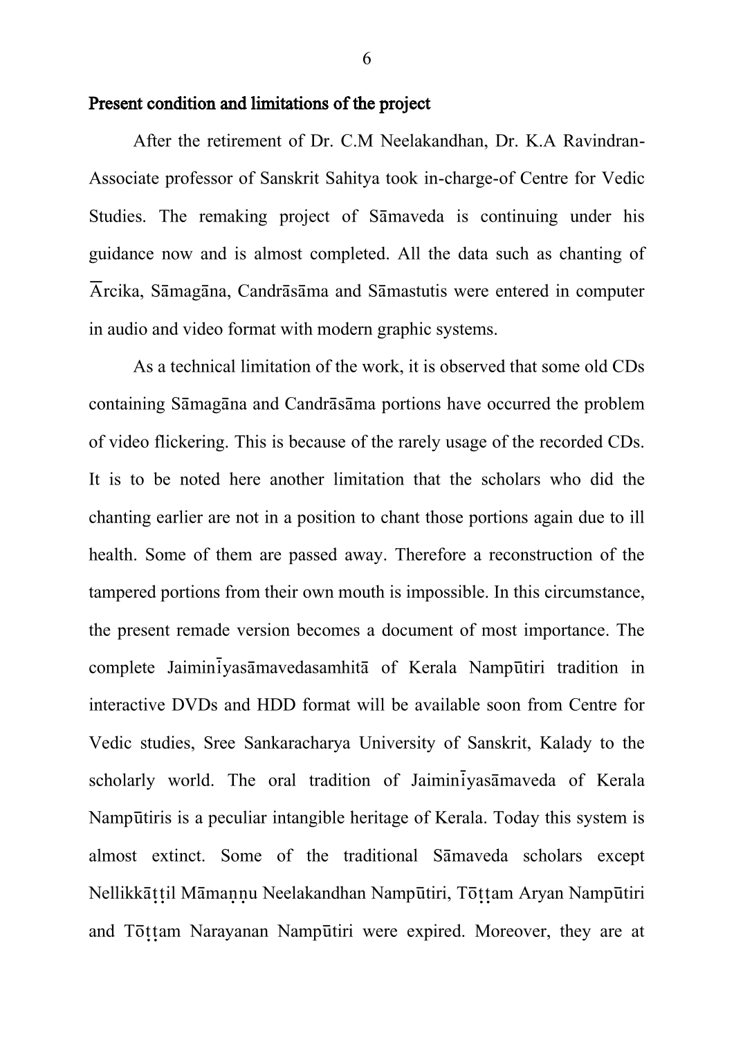**Present condition and limitations of the project**

After the retirement of Dr. C.M Neelakandhan, Dr. K.A Ravindran-Associate professor of Sanskrit Sahitya took in-charge-of Centre for Vedic Studies. The remaking project of Sāmaveda is continuing under his guidance now and is almost completed. All the data such as chanting of Ārcika, Sāmagāna, Candrāsāma and Sāmastutis were entered in computer in audio and video format with modern graphic systems.

As a technical limitation of the work, it is observed that some old CDs containing Sāmagāna and Candrāsāma portions have occurred the problem of video flickering. This is because of the rarely usage of the recorded CDs. It is to be noted here another limitation that the scholars who did the chanting earlier are not in a position to chant those portions again due to ill health. Some of them are passed away. Therefore a reconstruction of the tampered portions from their own mouth is impossible. In this circumstance, the present remade version becomes a document of most importance. The complete Jaiminīyasāmavedasamhitā of Kerala Nampūtiri tradition in interactive DVDs and HDD format will be available soon from Centre for Vedic studies, Sree Sankaracharya University of Sanskrit, Kalady to the scholarly world. The oral tradition of Jaiminīyasāmaveda of Kerala Nampūtiris is a peculiar intangible heritage of Kerala. Today this system is almost extinct. Some of the traditional Sāmaveda scholars except Nellikkāṭṭil Māmaṇṇu Neelakandhan Nampūtiri, Tōṭṭam Aryan Nampūtiri and Tōṭṭam Narayanan Nampūtiri were expired. Moreover, they are at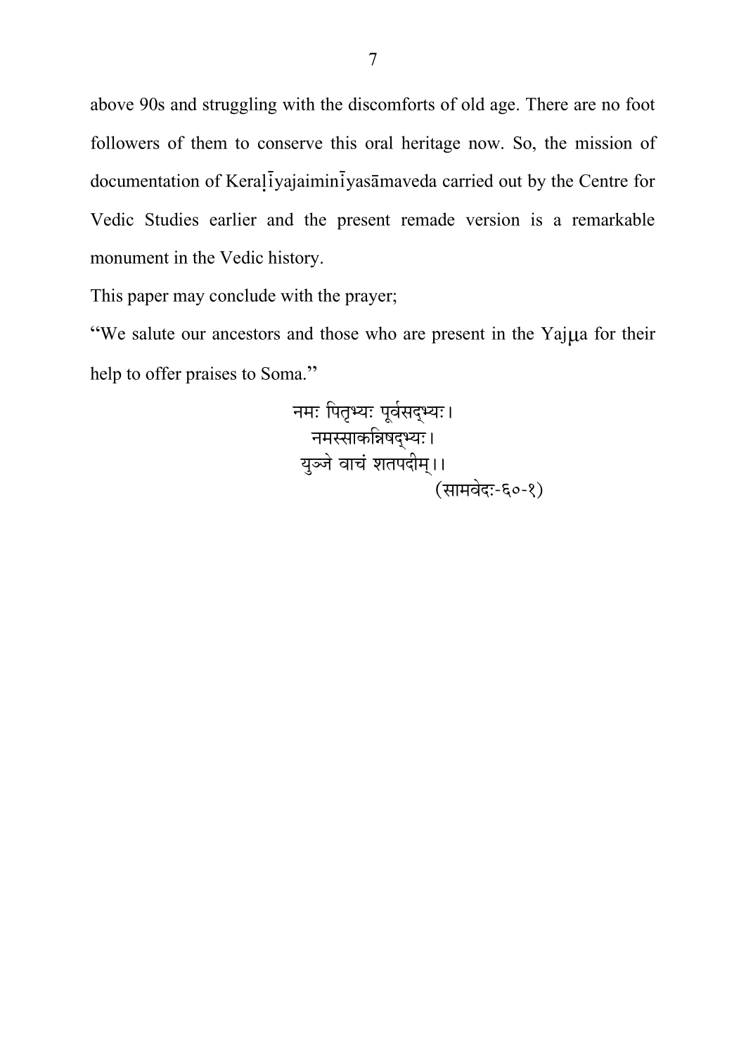above 90s and struggling with the discomforts of old age. There are no foot followers of them to conserve this oral heritage now. So, the mission of documentation of Keraḷīyajaiminīyasāmaveda carried out by the Centre for Vedic Studies earlier and the present remade version is a remarkable monument in the Vedic history.

This paper may conclude with the prayer;

"We salute our ancestors and those who are present in the Yajμa for their help to offer praises to Soma."

नमः पितृभ्यः पूर्वसद्भ्यः।
नमस्साकन्निषद्भ्यः।
युञ्जे वाचं शतपदीम्।।
(सामवेदः-६०-१)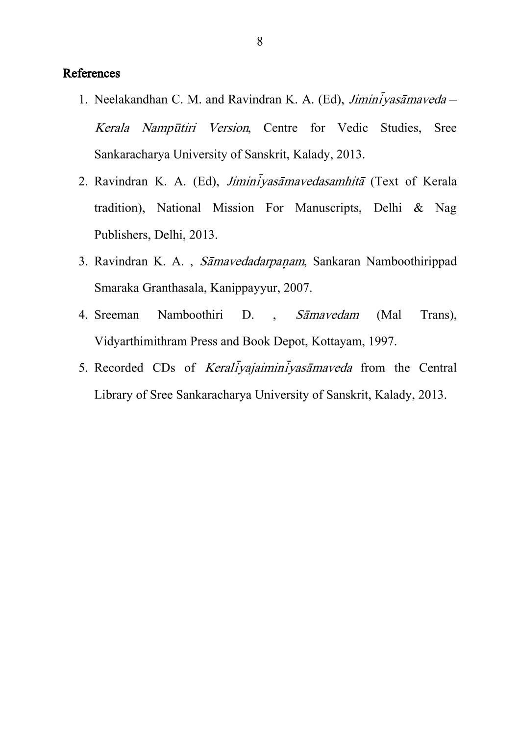## References

1. Neelakandhan C. M. and Ravindran K. A. (Ed), *Jiminīyasāmaveda – Kerala Nampūtiri Version*, Centre for Vedic Studies, Sree Sankaracharya University of Sanskrit, Kalady, 2013.
2. Ravindran K. A. (Ed), *Jiminīyasāmavedasamhitā* (Text of Kerala tradition), National Mission For Manuscripts, Delhi & Nag Publishers, Delhi, 2013.
3. Ravindran K. A. , *Sāmavedadarpaṇam*, Sankaran Namboothirippad Smaraka Granthasala, Kanippayyur, 2007.
4. Sreeman Namboothiri D. , *Sāmavedam* (Mal Trans), Vidyarthimithram Press and Book Depot, Kottayam, 1997.
5. Recorded CDs of *Keralīyajaiminīyasāmaveda* from the Central Library of Sree Sankaracharya University of Sanskrit, Kalady, 2013.